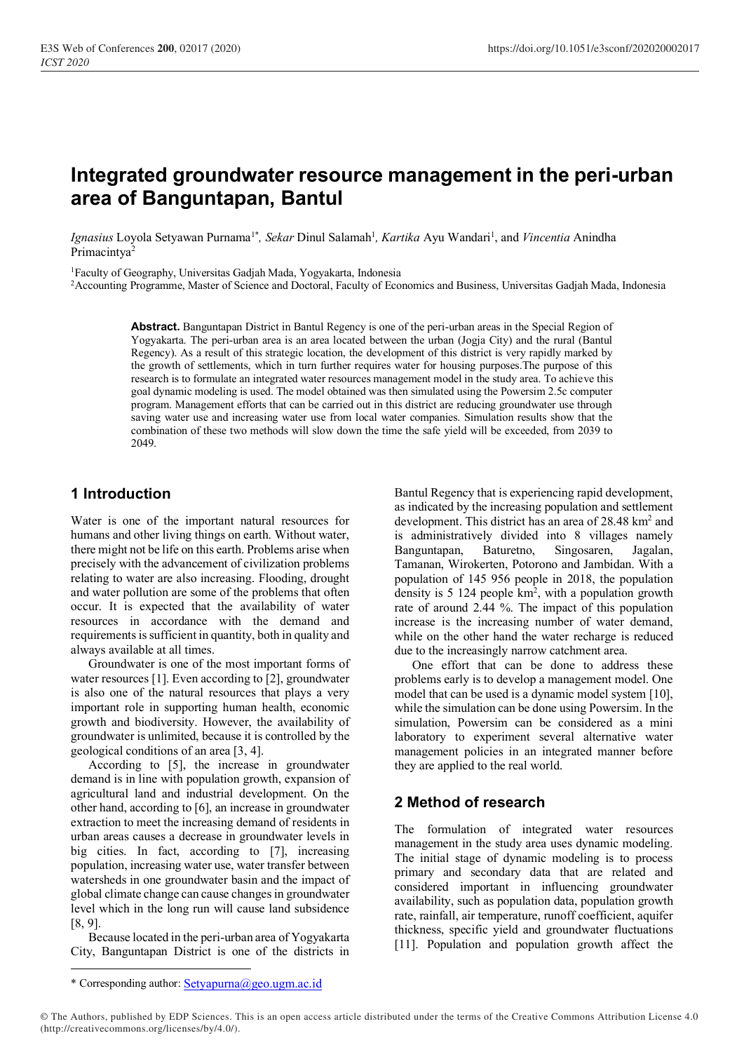# Integrated groundwater resource management in the peri-urban area of Banguntapan, Bantul

*Ignasius* Loyola Setyawan Purnama[1*], *Sekar* Dinul Salamah[1], *Kartika* Ayu Wandari[1], and *Vincentia* Anindha Primacintya[2]

[1]Faculty of Geography, Universitas Gadjah Mada, Yogyakarta, Indonesia

[2]Accounting Programme, Master of Science and Doctoral, Faculty of Economics and Business, Universitas Gadjah Mada, Indonesia

**Abstract.** Banguntapan District in Bantul Regency is one of the peri-urban areas in the Special Region of Yogyakarta. The peri-urban area is an area located between the urban (Jogja City) and the rural (Bantul Regency). As a result of this strategic location, the development of this district is very rapidly marked by the growth of settlements, which in turn further requires water for housing purposes.The purpose of this research is to formulate an integrated water resources management model in the study area. To achieve this goal dynamic modeling is used. The model obtained was then simulated using the Powersim 2.5c computer program. Management efforts that can be carried out in this district are reducing groundwater use through saving water use and increasing water use from local water companies. Simulation results show that the combination of these two methods will slow down the time the safe yield will be exceeded, from 2039 to 2049.

## 1 Introduction

Water is one of the important natural resources for humans and other living things on earth. Without water, there might not be life on this earth. Problems arise when precisely with the advancement of civilization problems relating to water are also increasing. Flooding, drought and water pollution are some of the problems that often occur. It is expected that the availability of water resources in accordance with the demand and requirements is sufficient in quantity, both in quality and always available at all times.

Groundwater is one of the most important forms of water resources [1]. Even according to [2], groundwater is also one of the natural resources that plays a very important role in supporting human health, economic growth and biodiversity. However, the availability of groundwater is unlimited, because it is controlled by the geological conditions of an area [3, 4].

According to [5], the increase in groundwater demand is in line with population growth, expansion of agricultural land and industrial development. On the other hand, according to [6], an increase in groundwater extraction to meet the increasing demand of residents in urban areas causes a decrease in groundwater levels in big cities. In fact, according to [7], increasing population, increasing water use, water transfer between watersheds in one groundwater basin and the impact of global climate change can cause changes in groundwater level which in the long run will cause land subsidence [8, 9].

Because located in the peri-urban area of Yogyakarta City, Banguntapan District is one of the districts in Bantul Regency that is experiencing rapid development, as indicated by the increasing population and settlement development. This district has an area of 28.48 km$^2$ and is administratively divided into 8 villages namely Banguntapan, Baturetno, Singosaren, Jagalan, Tamanan, Wirokerten, Potorono and Jambidan. With a population of 145 956 people in 2018, the population density is 5 124 people km$^2$, with a population growth rate of around 2.44 %. The impact of this population increase is the increasing number of water demand, while on the other hand the water recharge is reduced due to the increasingly narrow catchment area.

One effort that can be done to address these problems early is to develop a management model. One model that can be used is a dynamic model system [10], while the simulation can be done using Powersim. In the simulation, Powersim can be considered as a mini laboratory to experiment several alternative water management policies in an integrated manner before they are applied to the real world.

## 2 Method of research

The formulation of integrated water resources management in the study area uses dynamic modeling. The initial stage of dynamic modeling is to process primary and secondary data that are related and considered important in influencing groundwater availability, such as population data, population growth rate, rainfall, air temperature, runoff coefficient, aquifer thickness, specific yield and groundwater fluctuations [11]. Population and population growth affect the

* Corresponding author: Setyapurna@geo.ugm.ac.id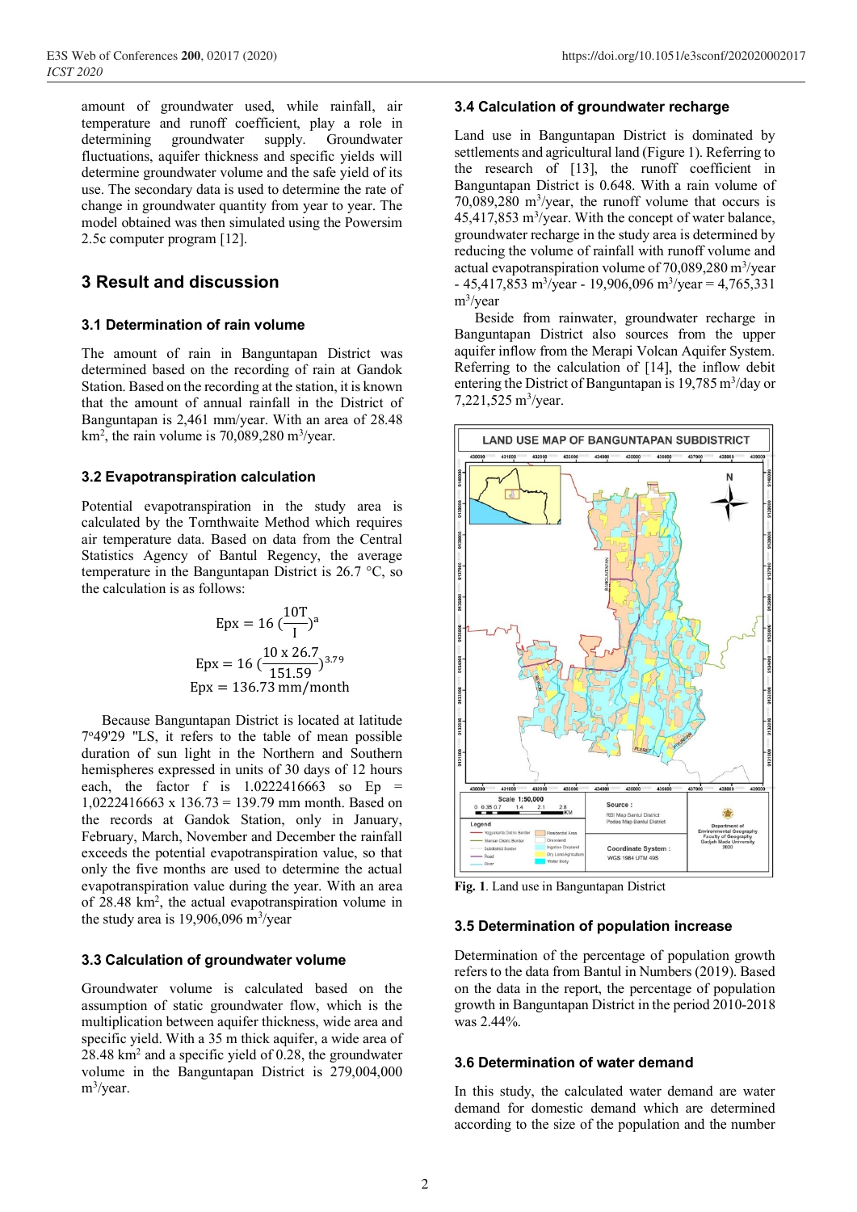amount of groundwater used, while rainfall, air temperature and runoff coefficient, play a role in determining groundwater supply. Groundwater fluctuations, aquifer thickness and specific yields will determine groundwater volume and the safe yield of its use. The secondary data is used to determine the rate of change in groundwater quantity from year to year. The model obtained was then simulated using the Powersim 2.5c computer program [12].

## 3 Result and discussion

### 3.1 Determination of rain volume

The amount of rain in Banguntapan District was determined based on the recording of rain at Gandok Station. Based on the recording at the station, it is known that the amount of annual rainfall in the District of Banguntapan is 2,461 mm/year. With an area of 28.48 $km^2$, the rain volume is 70,089,280 $m^3$/year.

### 3.2 Evapotranspiration calculation

Potential evapotranspiration in the study area is calculated by the Tornthwaite Method which requires air temperature data. Based on data from the Central Statistics Agency of Bantul Regency, the average temperature in the Banguntapan District is 26.7 °C, so the calculation is as follows:

$$\text{Epx} = 16\,(\frac{10\text{T}}{\text{I}})^{\text{a}}$$

$$\text{Epx} = 16\,(\frac{10 \times 26.7}{151.59})^{3.79}$$

$$\text{Epx} = 136.73 \text{ mm/month}$$

Because Banguntapan District is located at latitude 7°49'29 "LS, it refers to the table of mean possible duration of sun light in the Northern and Southern hemispheres expressed in units of 30 days of 12 hours each, the factor f is 1.0222416663 so Ep = 1,0222416663 x 136.73 = 139.79 mm month. Based on the records at Gandok Station, only in January, February, March, November and December the rainfall exceeds the potential evapotranspiration value, so that only the five months are used to determine the actual evapotranspiration value during the year. With an area of 28.48 $km^2$, the actual evapotranspiration volume in the study area is 19,906,096 $m^3$/year

### 3.3 Calculation of groundwater volume

Groundwater volume is calculated based on the assumption of static groundwater flow, which is the multiplication between aquifer thickness, wide area and specific yield. With a 35 m thick aquifer, a wide area of 28.48 $km^2$ and a specific yield of 0.28, the groundwater volume in the Banguntapan District is 279,004,000 $m^3$/year.

### 3.4 Calculation of groundwater recharge

Land use in Banguntapan District is dominated by settlements and agricultural land (Figure 1). Referring to the research of [13], the runoff coefficient in Banguntapan District is 0.648. With a rain volume of 70,089,280 $m^3$/year, the runoff volume that occurs is 45,417,853 $m^3$/year. With the concept of water balance, groundwater recharge in the study area is determined by reducing the volume of rainfall with runoff volume and actual evapotranspiration volume of 70,089,280 $m^3$/year - 45,417,853 $m^3$/year - 19,906,096 $m^3$/year = 4,765,331 $m^3$/year

Beside from rainwater, groundwater recharge in Banguntapan District also sources from the upper aquifer inflow from the Merapi Volcan Aquifer System. Referring to the calculation of [14], the inflow debit entering the District of Banguntapan is 19,785 $m^3$/day or 7,221,525 $m^3$/year.

Fig. 1. Land use in Banguntapan District

### 3.5 Determination of population increase

Determination of the percentage of population growth refers to the data from Bantul in Numbers (2019). Based on the data in the report, the percentage of population growth in Banguntapan District in the period 2010-2018 was 2.44%.

### 3.6 Determination of water demand

In this study, the calculated water demand are water demand for domestic demand which are determined according to the size of the population and the number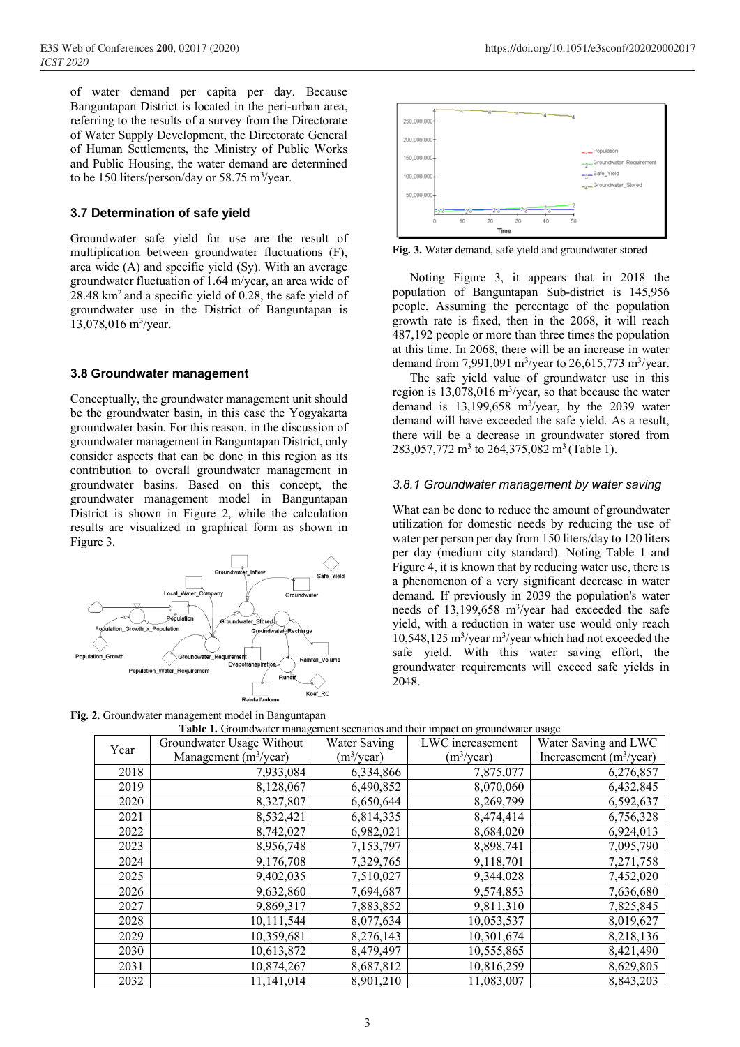of water demand per capita per day. Because Banguntapan District is located in the peri-urban area, referring to the results of a survey from the Directorate of Water Supply Development, the Directorate General of Human Settlements, the Ministry of Public Works and Public Housing, the water demand are determined to be 150 liters/person/day or 58.75 $m^3$/year.

### 3.7 Determination of safe yield

Groundwater safe yield for use are the result of multiplication between groundwater fluctuations (F), area wide (A) and specific yield (Sy). With an average groundwater fluctuation of 1.64 m/year, an area wide of 28.48 $km^2$ and a specific yield of 0.28, the safe yield of groundwater use in the District of Banguntapan is 13,078,016 $m^3$/year.

### 3.8 Groundwater management

Conceptually, the groundwater management unit should be the groundwater basin, in this case the Yogyakarta groundwater basin. For this reason, in the discussion of groundwater management in Banguntapan District, only consider aspects that can be done in this region as its contribution to overall groundwater management in groundwater basins. Based on this concept, the groundwater management model in Banguntapan District is shown in Figure 2, while the calculation results are visualized in graphical form as shown in Figure 3.

**Fig. 2.** Groundwater management model in Banguntapan

**Fig. 3.** Water demand, safe yield and groundwater stored

Noting Figure 3, it appears that in 2018 the population of Banguntapan Sub-district is 145,956 people. Assuming the percentage of the population growth rate is fixed, then in the 2068, it will reach 487,192 people or more than three times the population at this time. In 2068, there will be an increase in water demand from 7,991,091 $m^3$/year to 26,615,773 $m^3$/year.

The safe yield value of groundwater use in this region is 13,078,016 $m^3$/year, so that because the water demand is 13,199,658 $m^3$/year, by the 2039 water demand will have exceeded the safe yield. As a result, there will be a decrease in groundwater stored from 283,057,772 $m^3$ to 264,375,082 $m^3$ (Table 1).

#### *3.8.1 Groundwater management by water saving*

What can be done to reduce the amount of groundwater utilization for domestic needs by reducing the use of water per person per day from 150 liters/day to 120 liters per day (medium city standard). Noting Table 1 and Figure 4, it is known that by reducing water use, there is a phenomenon of a very significant decrease in water demand. If previously in 2039 the population's water needs of 13,199,658 $m^3$/year had exceeded the safe yield, with a reduction in water use would only reach 10,548,125 $m^3$/year $m^3$/year which had not exceeded the safe yield. With this water saving effort, the groundwater requirements will exceed safe yields in 2048.

**Table 1.** Groundwater management scenarios and their impact on groundwater usage

| Year | Groundwater Usage Without Management ($m^3$/year) | Water Saving ($m^3$/year) | LWC increasement ($m^3$/year) | Water Saving and LWC Increasement ($m^3$/year) |
|---|---|---|---|---|
| 2018 | 7,933,084 | 6,334,866 | 7,875,077 | 6,276,857 |
| 2019 | 8,128,067 | 6,490,852 | 8,070,060 | 6,432.845 |
| 2020 | 8,327,807 | 6,650,644 | 8,269,799 | 6,592,637 |
| 2021 | 8,532,421 | 6,814,335 | 8,474,414 | 6,756,328 |
| 2022 | 8,742,027 | 6,982,021 | 8,684,020 | 6,924,013 |
| 2023 | 8,956,748 | 7,153,797 | 8,898,741 | 7,095,790 |
| 2024 | 9,176,708 | 7,329,765 | 9,118,701 | 7,271,758 |
| 2025 | 9,402,035 | 7,510,027 | 9,344,028 | 7,452,020 |
| 2026 | 9,632,860 | 7,694,687 | 9,574,853 | 7,636,680 |
| 2027 | 9,869,317 | 7,883,852 | 9,811,310 | 7,825,845 |
| 2028 | 10,111,544 | 8,077,634 | 10,053,537 | 8,019,627 |
| 2029 | 10,359,681 | 8,276,143 | 10,301,674 | 8,218,136 |
| 2030 | 10,613,872 | 8,479,497 | 10,555,865 | 8,421,490 |
| 2031 | 10,874,267 | 8,687,812 | 10,816,259 | 8,629,805 |
| 2032 | 11,141,014 | 8,901,210 | 11,083,007 | 8,843,203 |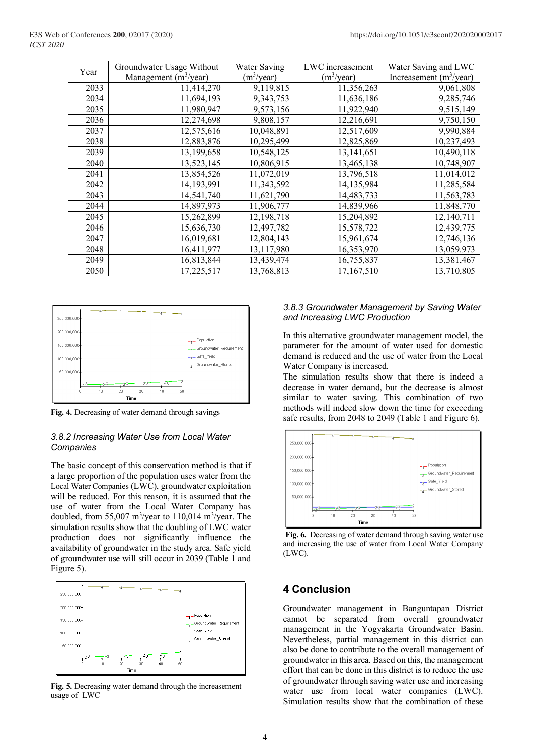| Year | Groundwater Usage Without Management ($m^3$/year) | Water Saving ($m^3$/year) | LWC increasement ($m^3$/year) | Water Saving and LWC Increasement ($m^3$/year) |
|---|---|---|---|---|
| 2033 | 11,414,270 | 9,119,815 | 11,356,263 | 9,061,808 |
| 2034 | 11,694,193 | 9,343,753 | 11,636,186 | 9,285,746 |
| 2035 | 11,980,947 | 9,573,156 | 11,922,940 | 9,515,149 |
| 2036 | 12,274,698 | 9,808,157 | 12,216,691 | 9,750,150 |
| 2037 | 12,575,616 | 10,048,891 | 12,517,609 | 9,990,884 |
| 2038 | 12,883,876 | 10,295,499 | 12,825,869 | 10,237,493 |
| 2039 | 13,199,658 | 10,548,125 | 13,141,651 | 10,490,118 |
| 2040 | 13,523,145 | 10,806,915 | 13,465,138 | 10,748,907 |
| 2041 | 13,854,526 | 11,072,019 | 13,796,518 | 11,014,012 |
| 2042 | 14,193,991 | 11,343,592 | 14,135,984 | 11,285,584 |
| 2043 | 14,541,740 | 11,621,790 | 14,483,733 | 11,563,783 |
| 2044 | 14,897,973 | 11,906,777 | 14,839,966 | 11,848,770 |
| 2045 | 15,262,899 | 12,198,718 | 15,204,892 | 12,140,711 |
| 2046 | 15,636,730 | 12,497,782 | 15,578,722 | 12,439,775 |
| 2047 | 16,019,681 | 12,804,143 | 15,961,674 | 12,746,136 |
| 2048 | 16,411,977 | 13,117,980 | 16,353,970 | 13,059.973 |
| 2049 | 16,813,844 | 13,439,474 | 16,755,837 | 13,381,467 |
| 2050 | 17,225,517 | 13,768,813 | 17,167,510 | 13,710,805 |

**Fig. 4.** Decreasing of water demand through savings

### 3.8.2 Increasing Water Use from Local Water Companies

The basic concept of this conservation method is that if a large proportion of the population uses water from the Local Water Companies (LWC), groundwater exploitation will be reduced. For this reason, it is assumed that the use of water from the Local Water Company has doubled, from 55,007 $m^3$/year to 110,014 $m^3$/year. The simulation results show that the doubling of LWC water production does not significantly influence the availability of groundwater in the study area. Safe yield of groundwater use will still occur in 2039 (Table 1 and Figure 5).

**Fig. 5.** Decreasing water demand through the increasement usage of LWC

### 3.8.3 Groundwater Management by Saving Water and Increasing LWC Production

In this alternative groundwater management model, the parameter for the amount of water used for domestic demand is reduced and the use of water from the Local Water Company is increased.

The simulation results show that there is indeed a decrease in water demand, but the decrease is almost similar to water saving. This combination of two methods will indeed slow down the time for exceeding safe results, from 2048 to 2049 (Table 1 and Figure 6).

**Fig. 6.** Decreasing of water demand through saving water use and increasing the use of water from Local Water Company (LWC).

## 4 Conclusion

Groundwater management in Banguntapan District cannot be separated from overall groundwater management in the Yogyakarta Groundwater Basin. Nevertheless, partial management in this district can also be done to contribute to the overall management of groundwater in this area. Based on this, the management effort that can be done in this district is to reduce the use of groundwater through saving water use and increasing water use from local water companies (LWC). Simulation results show that the combination of these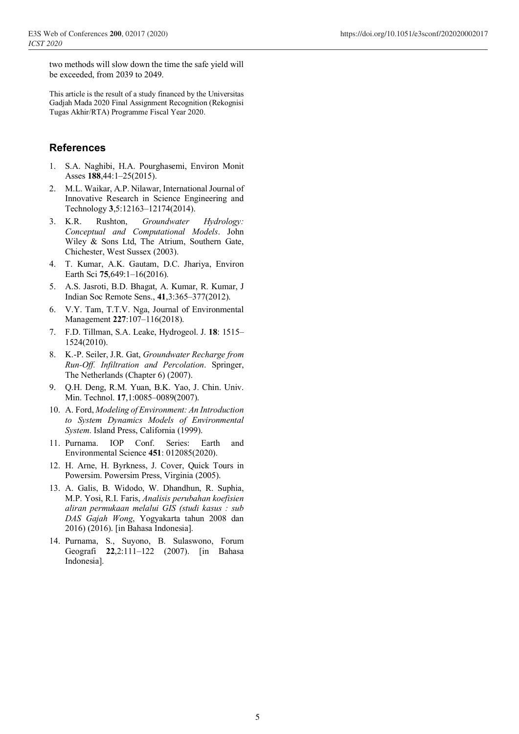two methods will slow down the time the safe yield will be exceeded, from 2039 to 2049.

This article is the result of a study financed by the Universitas Gadjah Mada 2020 Final Assignment Recognition (Rekognisi Tugas Akhir/RTA) Programme Fiscal Year 2020.

## References

1. S.A. Naghibi, H.A. Pourghasemi, Environ Monit Asses **188**,44:1–25(2015).
2. M.L. Waikar, A.P. Nilawar, International Journal of Innovative Research in Science Engineering and Technology **3**,5:12163–12174(2014).
3. K.R. Rushton, *Groundwater Hydrology: Conceptual and Computational Models*. John Wiley & Sons Ltd, The Atrium, Southern Gate, Chichester, West Sussex (2003).
4. T. Kumar, A.K. Gautam, D.C. Jhariya, Environ Earth Sci **75**,649:1–16(2016).
5. A.S. Jasroti, B.D. Bhagat, A. Kumar, R. Kumar, J Indian Soc Remote Sens., **41**,3:365–377(2012).
6. V.Y. Tam, T.T.V. Nga, Journal of Environmental Management **227**:107–116(2018).
7. F.D. Tillman, S.A. Leake, Hydrogeol. J. **18**: 1515–1524(2010).
8. K.-P. Seiler, J.R. Gat, *Groundwater Recharge from Run-Off. Infiltration and Percolation*. Springer, The Netherlands (Chapter 6) (2007).
9. Q.H. Deng, R.M. Yuan, B.K. Yao, J. Chin. Univ. Min. Technol. **17**,1:0085–0089(2007).
10. A. Ford, *Modeling of Environment: An Introduction to System Dynamics Models of Environmental System*. Island Press, California (1999).
11. Purnama. IOP Conf. Series: Earth and Environmental Science **451**: 012085(2020).
12. H. Arne, H. Byrkness, J. Cover, Quick Tours in Powersim. Powersim Press, Virginia (2005).
13. A. Galis, B. Widodo, W. Dhandhun, R. Suphia, M.P. Yosi, R.I. Faris, *Analisis perubahan koefisien aliran permukaan melalui GIS (studi kasus : sub DAS Gajah Wong*, Yogyakarta tahun 2008 dan 2016) (2016). [in Bahasa Indonesia].
14. Purnama, S., Suyono, B. Sulaswono, Forum Geografi **22**,2:111–122 (2007). [in Bahasa Indonesia].